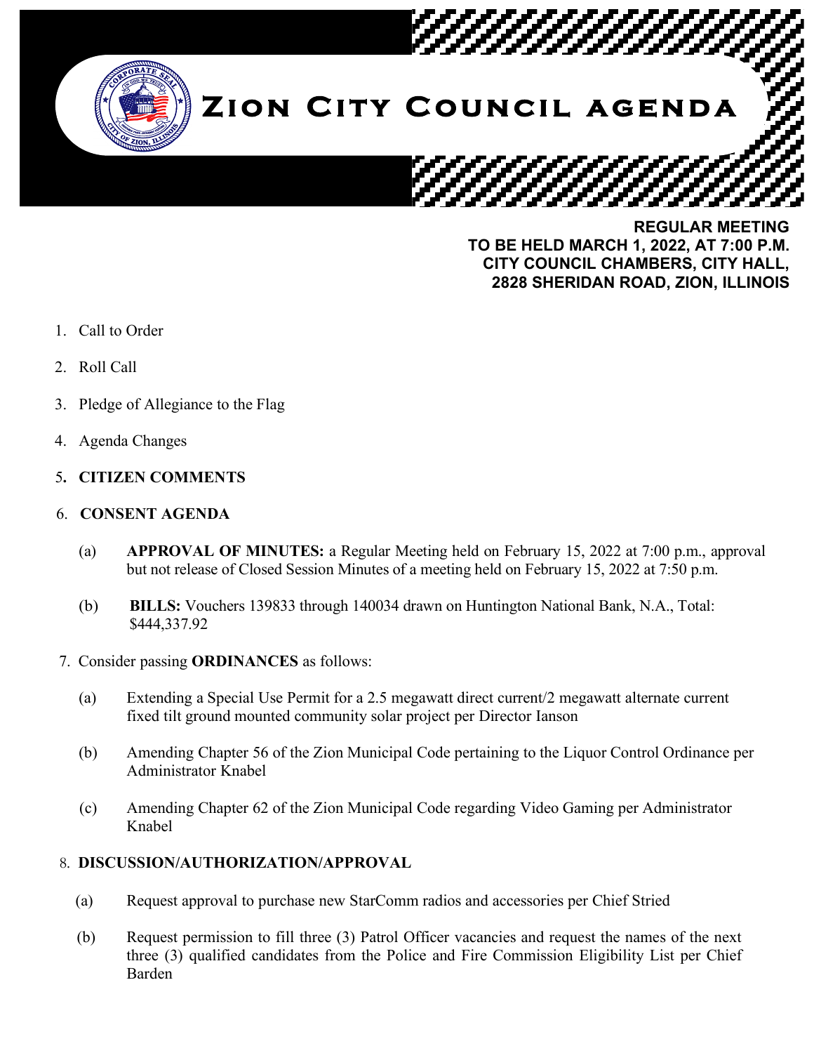# Zion City Council agenda

**REGULAR MEETING**
**TO BE HELD MARCH 1, 2022, AT 7:00 P.M.**
**CITY COUNCIL CHAMBERS, CITY HALL,**
**2828 SHERIDAN ROAD, ZION, ILLINOIS**

1. Call to Order
2. Roll Call
3. Pledge of Allegiance to the Flag
4. Agenda Changes
5. **CITIZEN COMMENTS**
6. **CONSENT AGENDA**

   (a) **APPROVAL OF MINUTES:** a Regular Meeting held on February 15, 2022 at 7:00 p.m., approval but not release of Closed Session Minutes of a meeting held on February 15, 2022 at 7:50 p.m.

   (b) **BILLS:** Vouchers 139833 through 140034 drawn on Huntington National Bank, N.A., Total: $444,337.92

7. Consider passing **ORDINANCES** as follows:

   (a) Extending a Special Use Permit for a 2.5 megawatt direct current/2 megawatt alternate current fixed tilt ground mounted community solar project per Director Ianson

   (b) Amending Chapter 56 of the Zion Municipal Code pertaining to the Liquor Control Ordinance per Administrator Knabel

   (c) Amending Chapter 62 of the Zion Municipal Code regarding Video Gaming per Administrator Knabel

8. **DISCUSSION/AUTHORIZATION/APPROVAL**

   (a) Request approval to purchase new StarComm radios and accessories per Chief Stried

   (b) Request permission to fill three (3) Patrol Officer vacancies and request the names of the next three (3) qualified candidates from the Police and Fire Commission Eligibility List per Chief Barden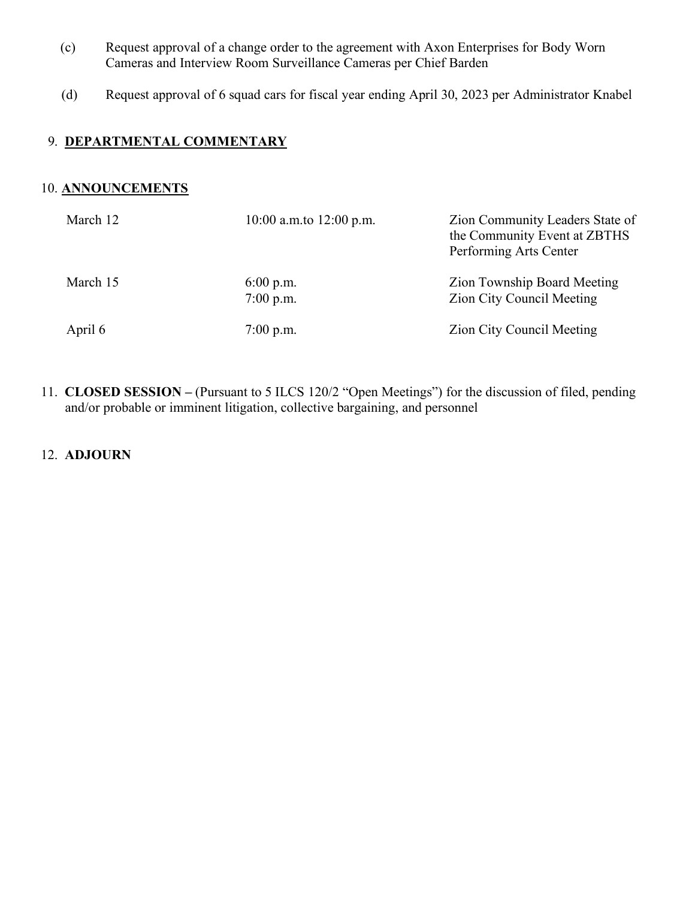(c) Request approval of a change order to the agreement with Axon Enterprises for Body Worn Cameras and Interview Room Surveillance Cameras per Chief Barden

(d) Request approval of 6 squad cars for fiscal year ending April 30, 2023 per Administrator Knabel

9. **DEPARTMENTAL COMMENTARY**

10. **ANNOUNCEMENTS**

| | | |
|---|---|---|
| March 12 | 10:00 a.m.to 12:00 p.m. | Zion Community Leaders State of the Community Event at ZBTHS Performing Arts Center |
| March 15 | 6:00 p.m.<br>7:00 p.m. | Zion Township Board Meeting<br>Zion City Council Meeting |
| April 6 | 7:00 p.m. | Zion City Council Meeting |

11. **CLOSED SESSION –** (Pursuant to 5 ILCS 120/2 "Open Meetings") for the discussion of filed, pending and/or probable or imminent litigation, collective bargaining, and personnel

12. **ADJOURN**